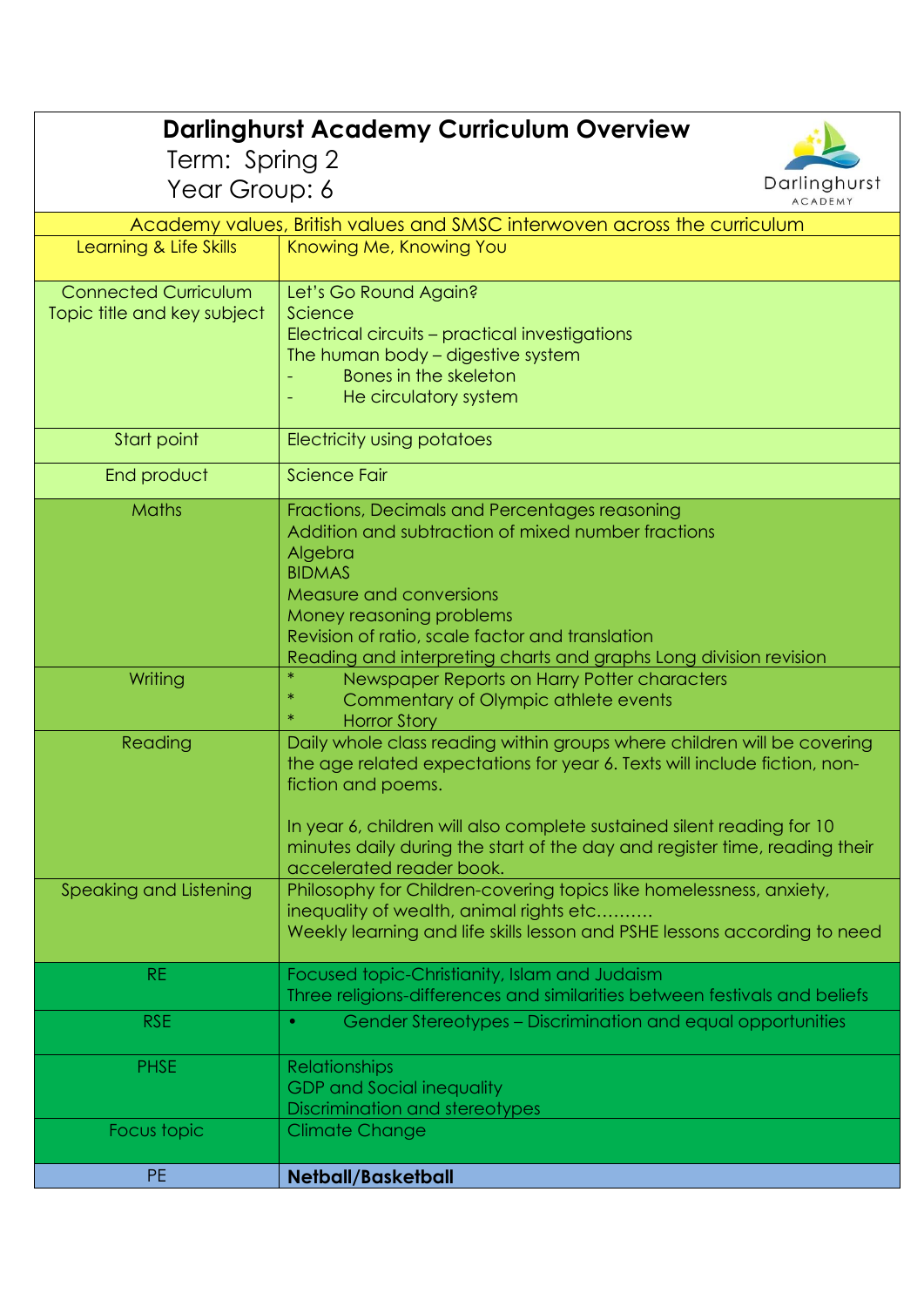# Darlinghurst Academy Curriculum Overview

Term: Spring 2

Year Group: 6

| Academy values, British values and SMSC interwoven across the curriculum | |
|---|---|
| Learning & Life Skills | Knowing Me, Knowing You |
| Connected Curriculum Topic title and key subject | Let's Go Round Again?<br>Science<br>Electrical circuits – practical investigations<br>The human body – digestive system<br>- Bones in the skeleton<br>- He circulatory system |
| Start point | Electricity using potatoes |
| End product | Science Fair |
| Maths | Fractions, Decimals and Percentages reasoning<br>Addition and subtraction of mixed number fractions<br>Algebra<br>BIDMAS<br>Measure and conversions<br>Money reasoning problems<br>Revision of ratio, scale factor and translation<br>Reading and interpreting charts and graphs Long division revision |
| Writing | * Newspaper Reports on Harry Potter characters<br>* Commentary of Olympic athlete events<br>* Horror Story |
| Reading | Daily whole class reading within groups where children will be covering the age related expectations for year 6. Texts will include fiction, non-fiction and poems.<br><br>In year 6, children will also complete sustained silent reading for 10 minutes daily during the start of the day and register time, reading their accelerated reader book. |
| Speaking and Listening | Philosophy for Children-covering topics like homelessness, anxiety, inequality of wealth, animal rights etc……….<br>Weekly learning and life skills lesson and PSHE lessons according to need |
| RE | Focused topic-Christianity, Islam and Judaism<br>Three religions-differences and similarities between festivals and beliefs |
| RSE | • Gender Stereotypes – Discrimination and equal opportunities |
| PHSE | Relationships<br>GDP and Social inequality<br>Discrimination and stereotypes |
| Focus topic | Climate Change |
| PE | **Netball/Basketball** |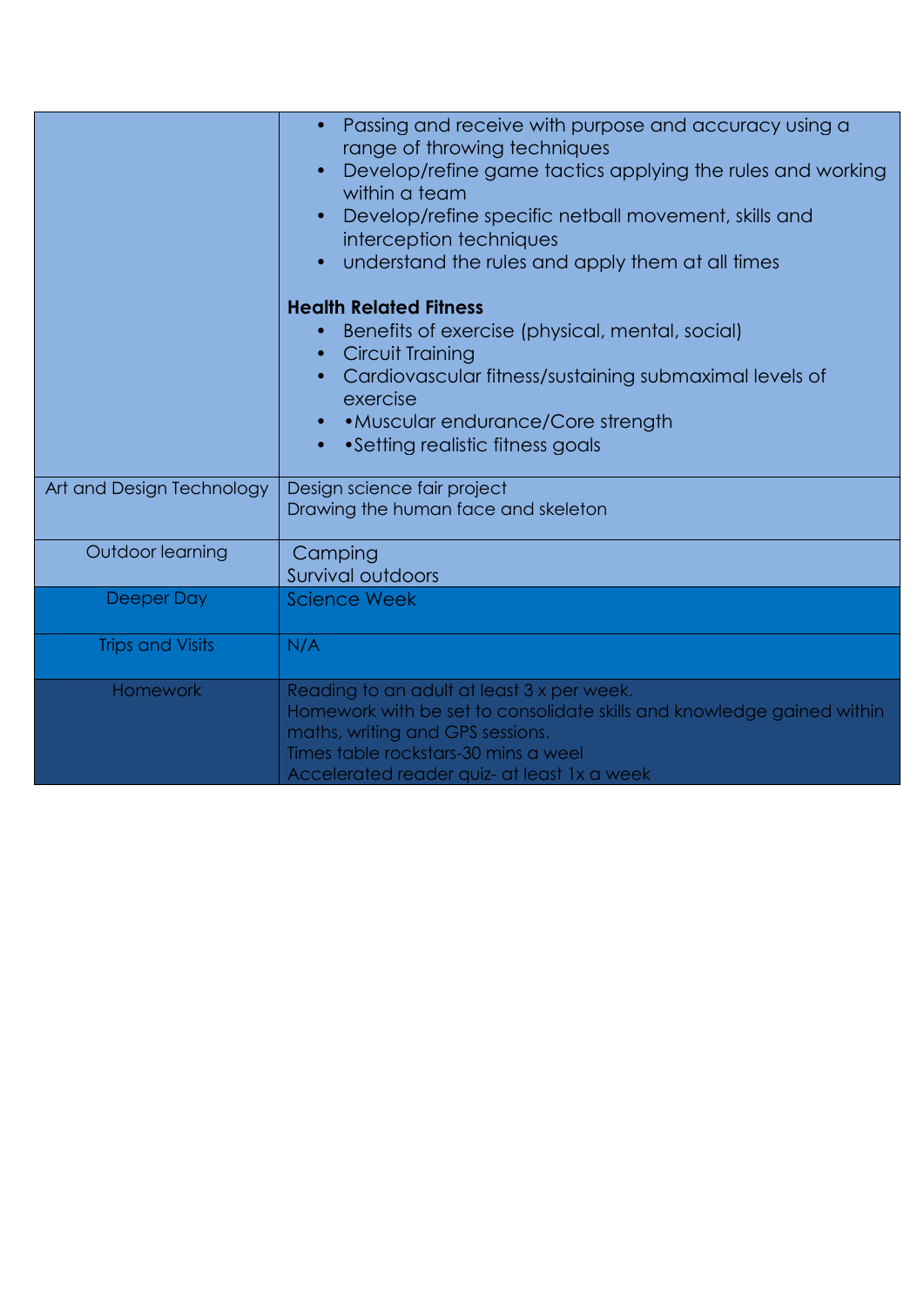| | |
|---|---|
| | • Passing and receive with purpose and accuracy using a range of throwing techniques<br>• Develop/refine game tactics applying the rules and working within a team<br>• Develop/refine specific netball movement, skills and interception techniques<br>• understand the rules and apply them at all times<br><br>**Health Related Fitness**<br>• Benefits of exercise (physical, mental, social)<br>• Circuit Training<br>• Cardiovascular fitness/sustaining submaximal levels of exercise<br>• •Muscular endurance/Core strength<br>• •Setting realistic fitness goals |
| Art and Design Technology | Design science fair project<br>Drawing the human face and skeleton |
| Outdoor learning | Camping<br>Survival outdoors |
| Deeper Day | Science Week |
| Trips and Visits | N/A |
| Homework | Reading to an adult at least 3 x per week.<br>Homework with be set to consolidate skills and knowledge gained within maths, writing and GPS sessions.<br>Times table rockstars-30 mins a weel<br>Accelerated reader quiz- at least 1x a week |